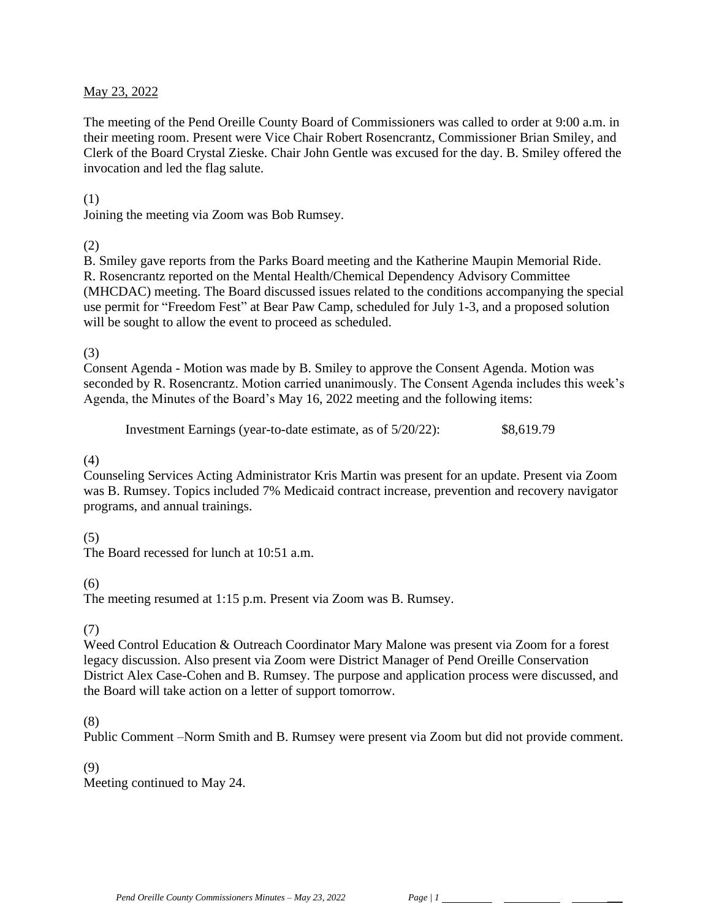May 23, 2022

The meeting of the Pend Oreille County Board of Commissioners was called to order at 9:00 a.m. in their meeting room. Present were Vice Chair Robert Rosencrantz, Commissioner Brian Smiley, and Clerk of the Board Crystal Zieske. Chair John Gentle was excused for the day. B. Smiley offered the invocation and led the flag salute.

(1)
Joining the meeting via Zoom was Bob Rumsey.

(2)
B. Smiley gave reports from the Parks Board meeting and the Katherine Maupin Memorial Ride. R. Rosencrantz reported on the Mental Health/Chemical Dependency Advisory Committee (MHCDAC) meeting. The Board discussed issues related to the conditions accompanying the special use permit for "Freedom Fest" at Bear Paw Camp, scheduled for July 1-3, and a proposed solution will be sought to allow the event to proceed as scheduled.

(3)
Consent Agenda - Motion was made by B. Smiley to approve the Consent Agenda. Motion was seconded by R. Rosencrantz. Motion carried unanimously. The Consent Agenda includes this week's Agenda, the Minutes of the Board's May 16, 2022 meeting and the following items:

Investment Earnings (year-to-date estimate, as of 5/20/22): $8,619.79

(4)
Counseling Services Acting Administrator Kris Martin was present for an update. Present via Zoom was B. Rumsey. Topics included 7% Medicaid contract increase, prevention and recovery navigator programs, and annual trainings.

(5)
The Board recessed for lunch at 10:51 a.m.

(6)
The meeting resumed at 1:15 p.m. Present via Zoom was B. Rumsey.

(7)
Weed Control Education & Outreach Coordinator Mary Malone was present via Zoom for a forest legacy discussion. Also present via Zoom were District Manager of Pend Oreille Conservation District Alex Case-Cohen and B. Rumsey. The purpose and application process were discussed, and the Board will take action on a letter of support tomorrow.

(8)
Public Comment –Norm Smith and B. Rumsey were present via Zoom but did not provide comment.

(9)
Meeting continued to May 24.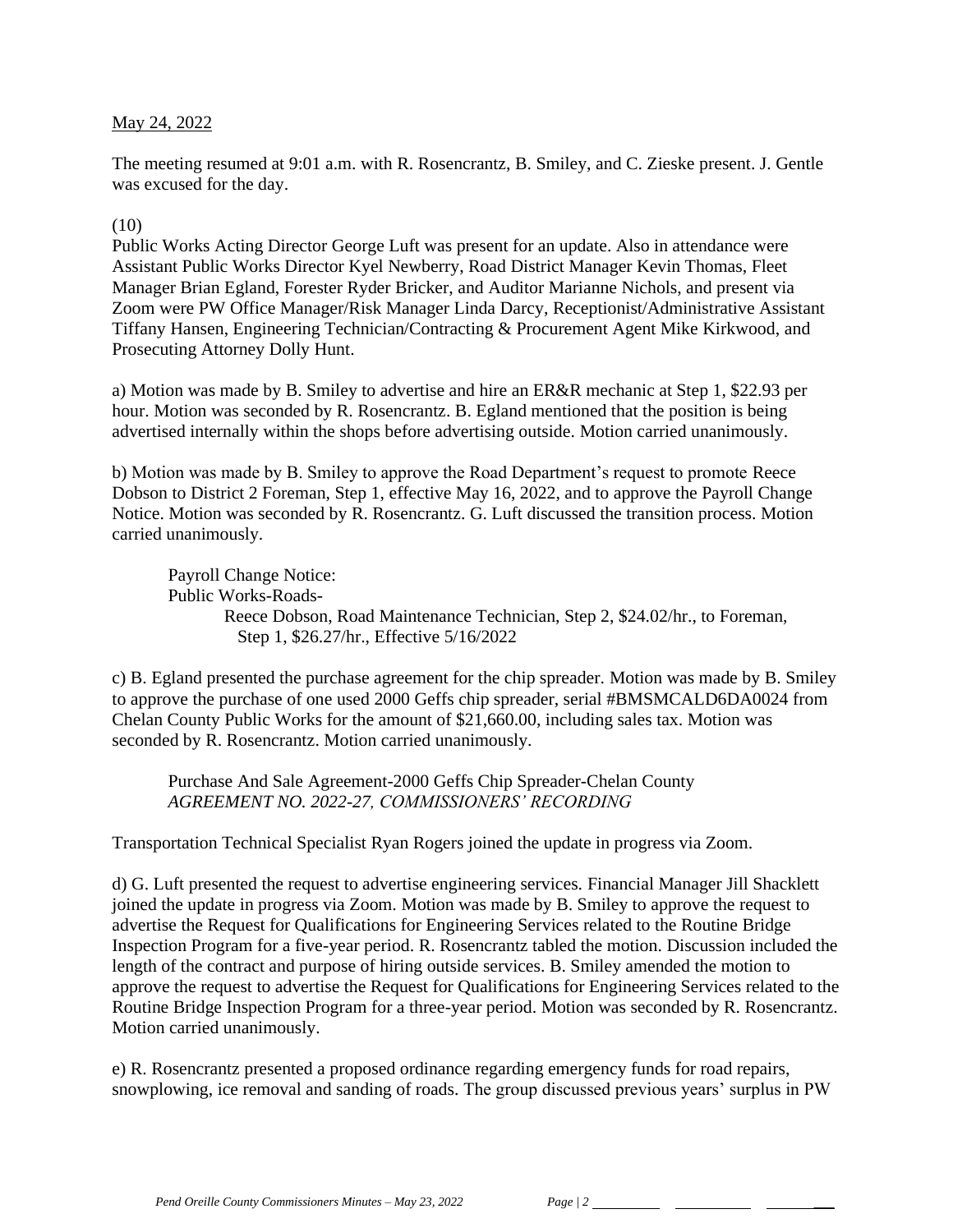May 24, 2022

The meeting resumed at 9:01 a.m. with R. Rosencrantz, B. Smiley, and C. Zieske present. J. Gentle was excused for the day.

(10)

Public Works Acting Director George Luft was present for an update. Also in attendance were Assistant Public Works Director Kyel Newberry, Road District Manager Kevin Thomas, Fleet Manager Brian Egland, Forester Ryder Bricker, and Auditor Marianne Nichols, and present via Zoom were PW Office Manager/Risk Manager Linda Darcy, Receptionist/Administrative Assistant Tiffany Hansen, Engineering Technician/Contracting & Procurement Agent Mike Kirkwood, and Prosecuting Attorney Dolly Hunt.

a) Motion was made by B. Smiley to advertise and hire an ER&R mechanic at Step 1, $22.93 per hour. Motion was seconded by R. Rosencrantz. B. Egland mentioned that the position is being advertised internally within the shops before advertising outside. Motion carried unanimously.

b) Motion was made by B. Smiley to approve the Road Department's request to promote Reece Dobson to District 2 Foreman, Step 1, effective May 16, 2022, and to approve the Payroll Change Notice. Motion was seconded by R. Rosencrantz. G. Luft discussed the transition process. Motion carried unanimously.

> Payroll Change Notice:
> Public Works-Roads-
> Reece Dobson, Road Maintenance Technician, Step 2, $24.02/hr., to Foreman, Step 1, $26.27/hr., Effective 5/16/2022

c) B. Egland presented the purchase agreement for the chip spreader. Motion was made by B. Smiley to approve the purchase of one used 2000 Geffs chip spreader, serial #BMSMCALD6DA0024 from Chelan County Public Works for the amount of $21,660.00, including sales tax. Motion was seconded by R. Rosencrantz. Motion carried unanimously.

> Purchase And Sale Agreement-2000 Geffs Chip Spreader-Chelan County
> *AGREEMENT NO. 2022-27, COMMISSIONERS' RECORDING*

Transportation Technical Specialist Ryan Rogers joined the update in progress via Zoom.

d) G. Luft presented the request to advertise engineering services. Financial Manager Jill Shacklett joined the update in progress via Zoom. Motion was made by B. Smiley to approve the request to advertise the Request for Qualifications for Engineering Services related to the Routine Bridge Inspection Program for a five-year period. R. Rosencrantz tabled the motion. Discussion included the length of the contract and purpose of hiring outside services. B. Smiley amended the motion to approve the request to advertise the Request for Qualifications for Engineering Services related to the Routine Bridge Inspection Program for a three-year period. Motion was seconded by R. Rosencrantz. Motion carried unanimously.

e) R. Rosencrantz presented a proposed ordinance regarding emergency funds for road repairs, snowplowing, ice removal and sanding of roads. The group discussed previous years' surplus in PW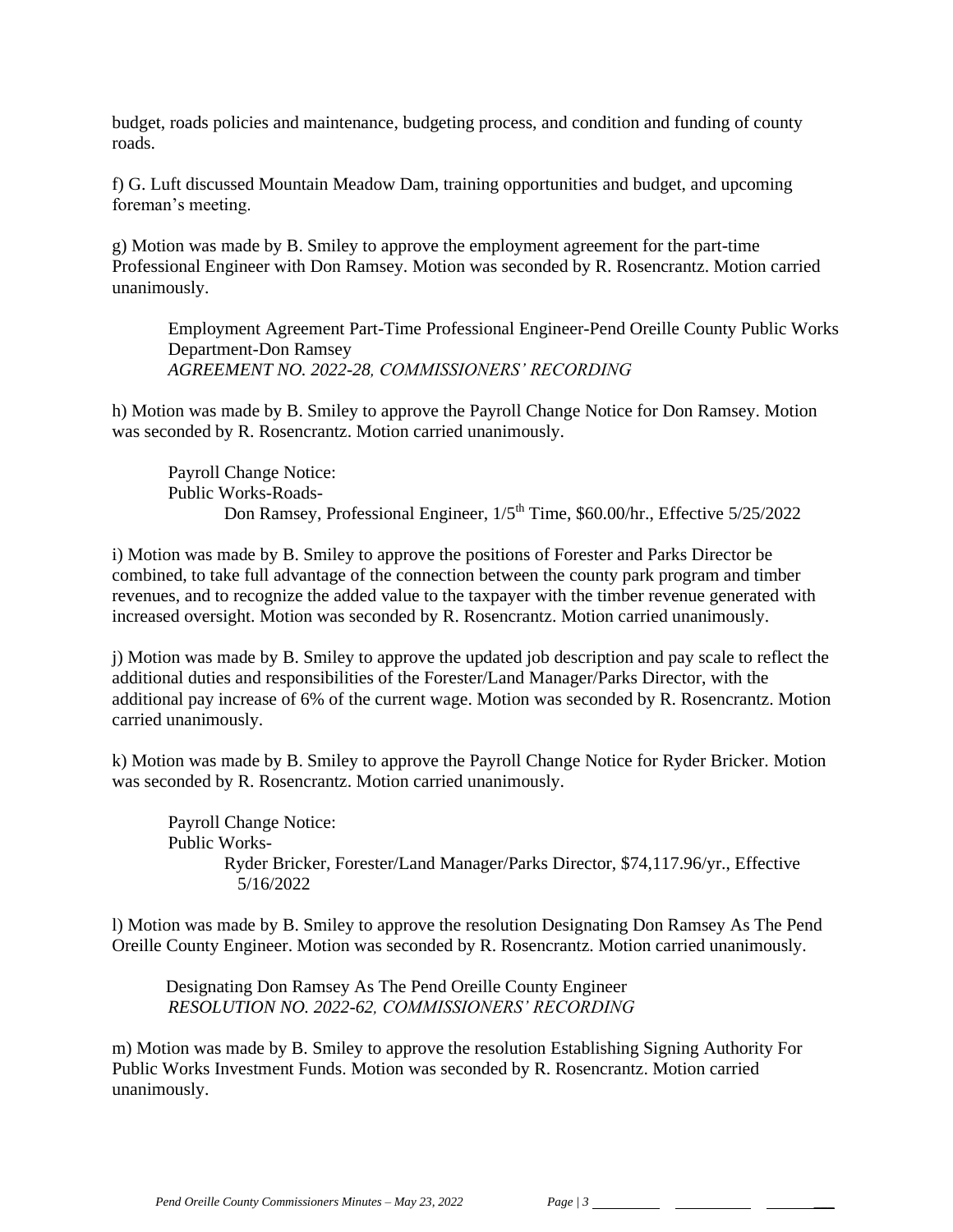budget, roads policies and maintenance, budgeting process, and condition and funding of county roads.

f) G. Luft discussed Mountain Meadow Dam, training opportunities and budget, and upcoming foreman's meeting.

g) Motion was made by B. Smiley to approve the employment agreement for the part-time Professional Engineer with Don Ramsey. Motion was seconded by R. Rosencrantz. Motion carried unanimously.

> Employment Agreement Part-Time Professional Engineer-Pend Oreille County Public Works Department-Don Ramsey
> *AGREEMENT NO. 2022-28, COMMISSIONERS' RECORDING*

h) Motion was made by B. Smiley to approve the Payroll Change Notice for Don Ramsey. Motion was seconded by R. Rosencrantz. Motion carried unanimously.

> Payroll Change Notice:
> Public Works-Roads-
> Don Ramsey, Professional Engineer, 1/5th Time, $60.00/hr., Effective 5/25/2022

i) Motion was made by B. Smiley to approve the positions of Forester and Parks Director be combined, to take full advantage of the connection between the county park program and timber revenues, and to recognize the added value to the taxpayer with the timber revenue generated with increased oversight. Motion was seconded by R. Rosencrantz. Motion carried unanimously.

j) Motion was made by B. Smiley to approve the updated job description and pay scale to reflect the additional duties and responsibilities of the Forester/Land Manager/Parks Director, with the additional pay increase of 6% of the current wage. Motion was seconded by R. Rosencrantz. Motion carried unanimously.

k) Motion was made by B. Smiley to approve the Payroll Change Notice for Ryder Bricker. Motion was seconded by R. Rosencrantz. Motion carried unanimously.

> Payroll Change Notice:
> Public Works-
> Ryder Bricker, Forester/Land Manager/Parks Director, $74,117.96/yr., Effective 5/16/2022

l) Motion was made by B. Smiley to approve the resolution Designating Don Ramsey As The Pend Oreille County Engineer. Motion was seconded by R. Rosencrantz. Motion carried unanimously.

> Designating Don Ramsey As The Pend Oreille County Engineer
> *RESOLUTION NO. 2022-62, COMMISSIONERS' RECORDING*

m) Motion was made by B. Smiley to approve the resolution Establishing Signing Authority For Public Works Investment Funds. Motion was seconded by R. Rosencrantz. Motion carried unanimously.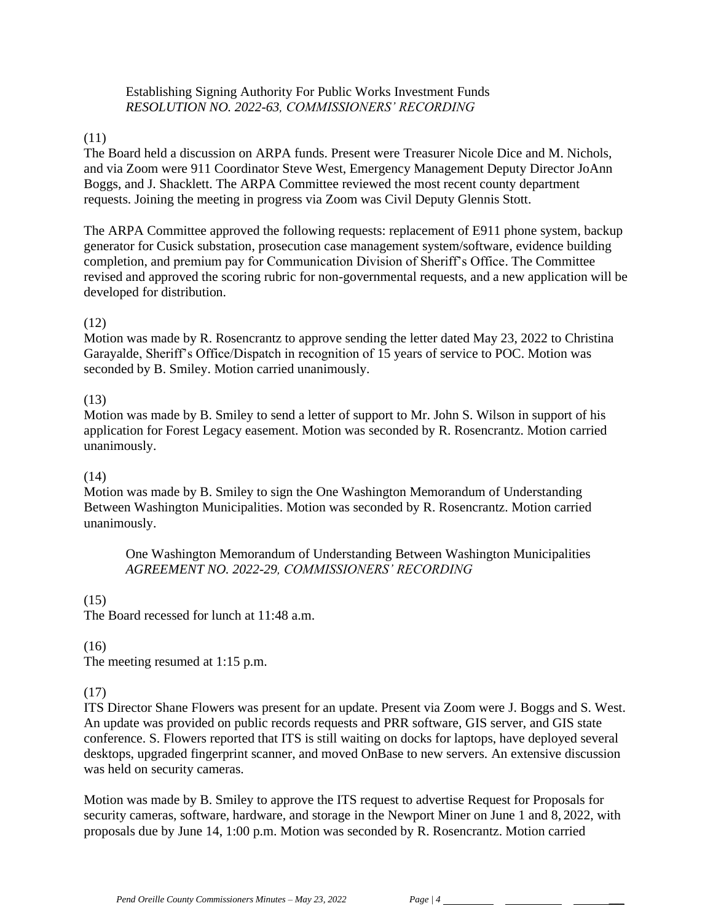Establishing Signing Authority For Public Works Investment Funds
*RESOLUTION NO. 2022-63, COMMISSIONERS' RECORDING*

(11)
The Board held a discussion on ARPA funds. Present were Treasurer Nicole Dice and M. Nichols, and via Zoom were 911 Coordinator Steve West, Emergency Management Deputy Director JoAnn Boggs, and J. Shacklett. The ARPA Committee reviewed the most recent county department requests. Joining the meeting in progress via Zoom was Civil Deputy Glennis Stott.

The ARPA Committee approved the following requests: replacement of E911 phone system, backup generator for Cusick substation, prosecution case management system/software, evidence building completion, and premium pay for Communication Division of Sheriff's Office. The Committee revised and approved the scoring rubric for non-governmental requests, and a new application will be developed for distribution.

(12)
Motion was made by R. Rosencrantz to approve sending the letter dated May 23, 2022 to Christina Garayalde, Sheriff's Office/Dispatch in recognition of 15 years of service to POC. Motion was seconded by B. Smiley. Motion carried unanimously.

(13)
Motion was made by B. Smiley to send a letter of support to Mr. John S. Wilson in support of his application for Forest Legacy easement. Motion was seconded by R. Rosencrantz. Motion carried unanimously.

(14)
Motion was made by B. Smiley to sign the One Washington Memorandum of Understanding Between Washington Municipalities. Motion was seconded by R. Rosencrantz. Motion carried unanimously.

One Washington Memorandum of Understanding Between Washington Municipalities
*AGREEMENT NO. 2022-29, COMMISSIONERS' RECORDING*

(15)
The Board recessed for lunch at 11:48 a.m.

(16)
The meeting resumed at 1:15 p.m.

(17)
ITS Director Shane Flowers was present for an update. Present via Zoom were J. Boggs and S. West. An update was provided on public records requests and PRR software, GIS server, and GIS state conference. S. Flowers reported that ITS is still waiting on docks for laptops, have deployed several desktops, upgraded fingerprint scanner, and moved OnBase to new servers. An extensive discussion was held on security cameras.

Motion was made by B. Smiley to approve the ITS request to advertise Request for Proposals for security cameras, software, hardware, and storage in the Newport Miner on June 1 and 8, 2022, with proposals due by June 14, 1:00 p.m. Motion was seconded by R. Rosencrantz. Motion carried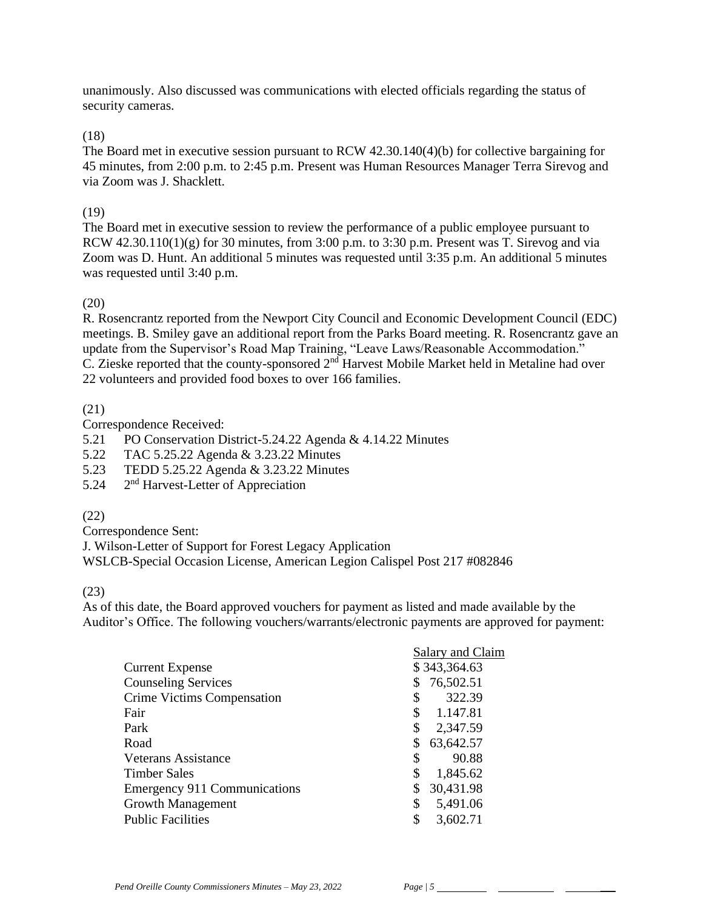unanimously. Also discussed was communications with elected officials regarding the status of security cameras.

(18)
The Board met in executive session pursuant to RCW 42.30.140(4)(b) for collective bargaining for 45 minutes, from 2:00 p.m. to 2:45 p.m. Present was Human Resources Manager Terra Sirevog and via Zoom was J. Shacklett.

(19)
The Board met in executive session to review the performance of a public employee pursuant to RCW 42.30.110(1)(g) for 30 minutes, from 3:00 p.m. to 3:30 p.m. Present was T. Sirevog and via Zoom was D. Hunt. An additional 5 minutes was requested until 3:35 p.m. An additional 5 minutes was requested until 3:40 p.m.

(20)
R. Rosencrantz reported from the Newport City Council and Economic Development Council (EDC) meetings. B. Smiley gave an additional report from the Parks Board meeting. R. Rosencrantz gave an update from the Supervisor's Road Map Training, "Leave Laws/Reasonable Accommodation." C. Zieske reported that the county-sponsored 2nd Harvest Mobile Market held in Metaline had over 22 volunteers and provided food boxes to over 166 families.

(21)
Correspondence Received:
5.21 PO Conservation District-5.24.22 Agenda & 4.14.22 Minutes
5.22 TAC 5.25.22 Agenda & 3.23.22 Minutes
5.23 TEDD 5.25.22 Agenda & 3.23.22 Minutes
5.24 2nd Harvest-Letter of Appreciation

(22)
Correspondence Sent:
J. Wilson-Letter of Support for Forest Legacy Application
WSLCB-Special Occasion License, American Legion Calispel Post 217 #082846

(23)
As of this date, the Board approved vouchers for payment as listed and made available by the Auditor's Office. The following vouchers/warrants/electronic payments are approved for payment:

| | Salary and Claim |
|---|---|
| Current Expense | $ 343,364.63 |
| Counseling Services | $ 76,502.51 |
| Crime Victims Compensation | $ 322.39 |
| Fair | $ 1.147.81 |
| Park | $ 2,347.59 |
| Road | $ 63,642.57 |
| Veterans Assistance | $ 90.88 |
| Timber Sales | $ 1,845.62 |
| Emergency 911 Communications | $ 30,431.98 |
| Growth Management | $ 5,491.06 |
| Public Facilities | $ 3,602.71 |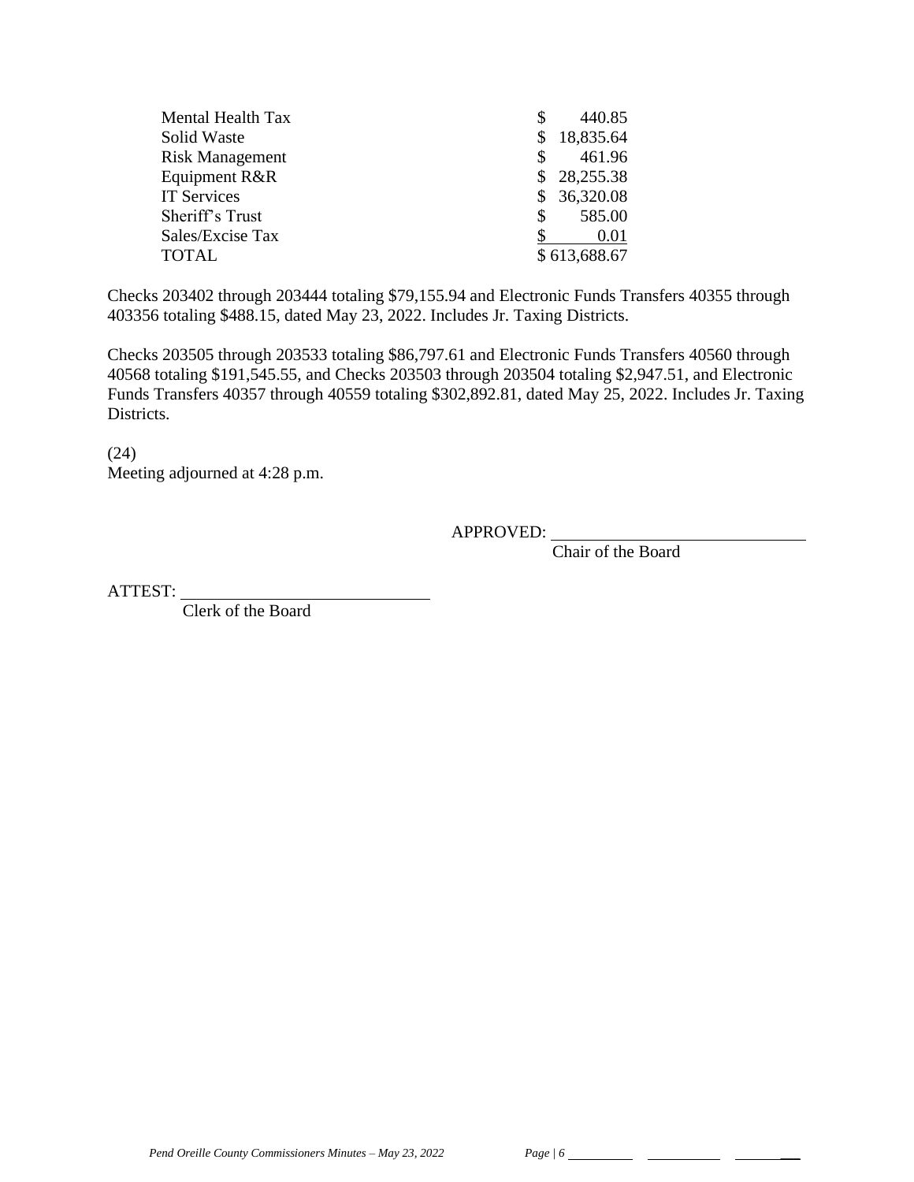| | |
|---|---|
| Mental Health Tax | $ 440.85 |
| Solid Waste | $ 18,835.64 |
| Risk Management | $ 461.96 |
| Equipment R&R | $ 28,255.38 |
| IT Services | $ 36,320.08 |
| Sheriff's Trust | $ 585.00 |
| Sales/Excise Tax | $ 0.01 |
| TOTAL | $ 613,688.67 |

Checks 203402 through 203444 totaling $79,155.94 and Electronic Funds Transfers 40355 through 403356 totaling $488.15, dated May 23, 2022. Includes Jr. Taxing Districts.

Checks 203505 through 203533 totaling $86,797.61 and Electronic Funds Transfers 40560 through 40568 totaling $191,545.55, and Checks 203503 through 203504 totaling $2,947.51, and Electronic Funds Transfers 40357 through 40559 totaling $302,892.81, dated May 25, 2022. Includes Jr. Taxing Districts.

(24)
Meeting adjourned at 4:28 p.m.

APPROVED: ______________________________
Chair of the Board

ATTEST: ______________________________
Clerk of the Board